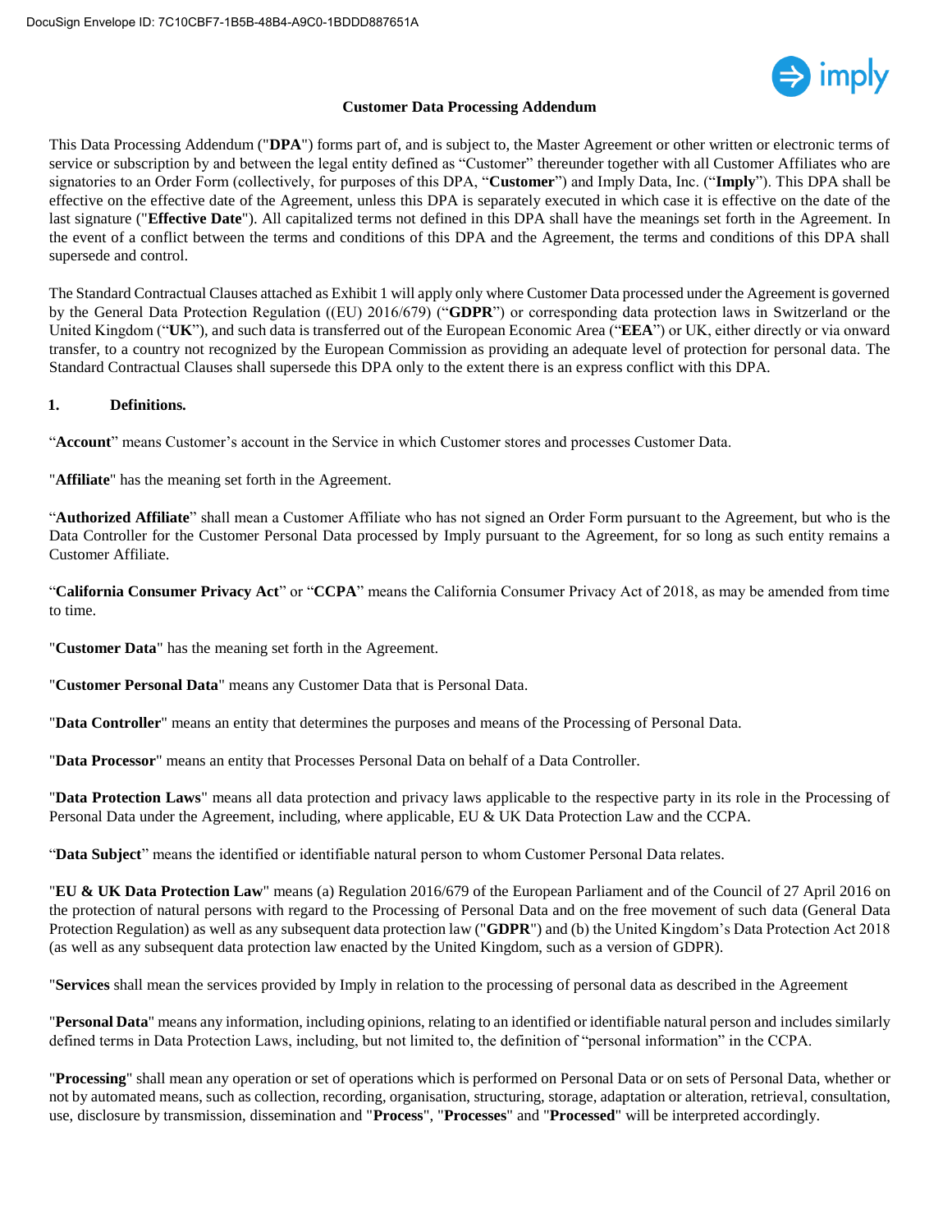DocuSign Envelope ID: 7C10CBF7-1B5B-48B4-A9C0-1BDDD887651A

# Customer Data Processing Addendum

This Data Processing Addendum ("**DPA**") forms part of, and is subject to, the Master Agreement or other written or electronic terms of service or subscription by and between the legal entity defined as "Customer" thereunder together with all Customer Affiliates who are signatories to an Order Form (collectively, for purposes of this DPA, "**Customer**") and Imply Data, Inc. ("**Imply**"). This DPA shall be effective on the effective date of the Agreement, unless this DPA is separately executed in which case it is effective on the date of the last signature ("**Effective Date**"). All capitalized terms not defined in this DPA shall have the meanings set forth in the Agreement. In the event of a conflict between the terms and conditions of this DPA and the Agreement, the terms and conditions of this DPA shall supersede and control.

The Standard Contractual Clauses attached as Exhibit 1 will apply only where Customer Data processed under the Agreement is governed by the General Data Protection Regulation ((EU) 2016/679) ("**GDPR**") or corresponding data protection laws in Switzerland or the United Kingdom ("**UK**"), and such data is transferred out of the European Economic Area ("**EEA**") or UK, either directly or via onward transfer, to a country not recognized by the European Commission as providing an adequate level of protection for personal data. The Standard Contractual Clauses shall supersede this DPA only to the extent there is an express conflict with this DPA.

## 1. Definitions.

"**Account**" means Customer's account in the Service in which Customer stores and processes Customer Data.

"**Affiliate**" has the meaning set forth in the Agreement.

"**Authorized Affiliate**" shall mean a Customer Affiliate who has not signed an Order Form pursuant to the Agreement, but who is the Data Controller for the Customer Personal Data processed by Imply pursuant to the Agreement, for so long as such entity remains a Customer Affiliate.

"**California Consumer Privacy Act**" or "**CCPA**" means the California Consumer Privacy Act of 2018, as may be amended from time to time.

"**Customer Data**" has the meaning set forth in the Agreement.

"**Customer Personal Data**" means any Customer Data that is Personal Data.

"**Data Controller**" means an entity that determines the purposes and means of the Processing of Personal Data.

"**Data Processor**" means an entity that Processes Personal Data on behalf of a Data Controller.

"**Data Protection Laws**" means all data protection and privacy laws applicable to the respective party in its role in the Processing of Personal Data under the Agreement, including, where applicable, EU & UK Data Protection Law and the CCPA.

"**Data Subject**" means the identified or identifiable natural person to whom Customer Personal Data relates.

"**EU & UK Data Protection Law**" means (a) Regulation 2016/679 of the European Parliament and of the Council of 27 April 2016 on the protection of natural persons with regard to the Processing of Personal Data and on the free movement of such data (General Data Protection Regulation) as well as any subsequent data protection law ("**GDPR**") and (b) the United Kingdom's Data Protection Act 2018 (as well as any subsequent data protection law enacted by the United Kingdom, such as a version of GDPR).

"**Services** shall mean the services provided by Imply in relation to the processing of personal data as described in the Agreement

"**Personal Data**" means any information, including opinions, relating to an identified or identifiable natural person and includes similarly defined terms in Data Protection Laws, including, but not limited to, the definition of "personal information" in the CCPA.

"**Processing**" shall mean any operation or set of operations which is performed on Personal Data or on sets of Personal Data, whether or not by automated means, such as collection, recording, organisation, structuring, storage, adaptation or alteration, retrieval, consultation, use, disclosure by transmission, dissemination and "**Process**", "**Processes**" and "**Processed**" will be interpreted accordingly.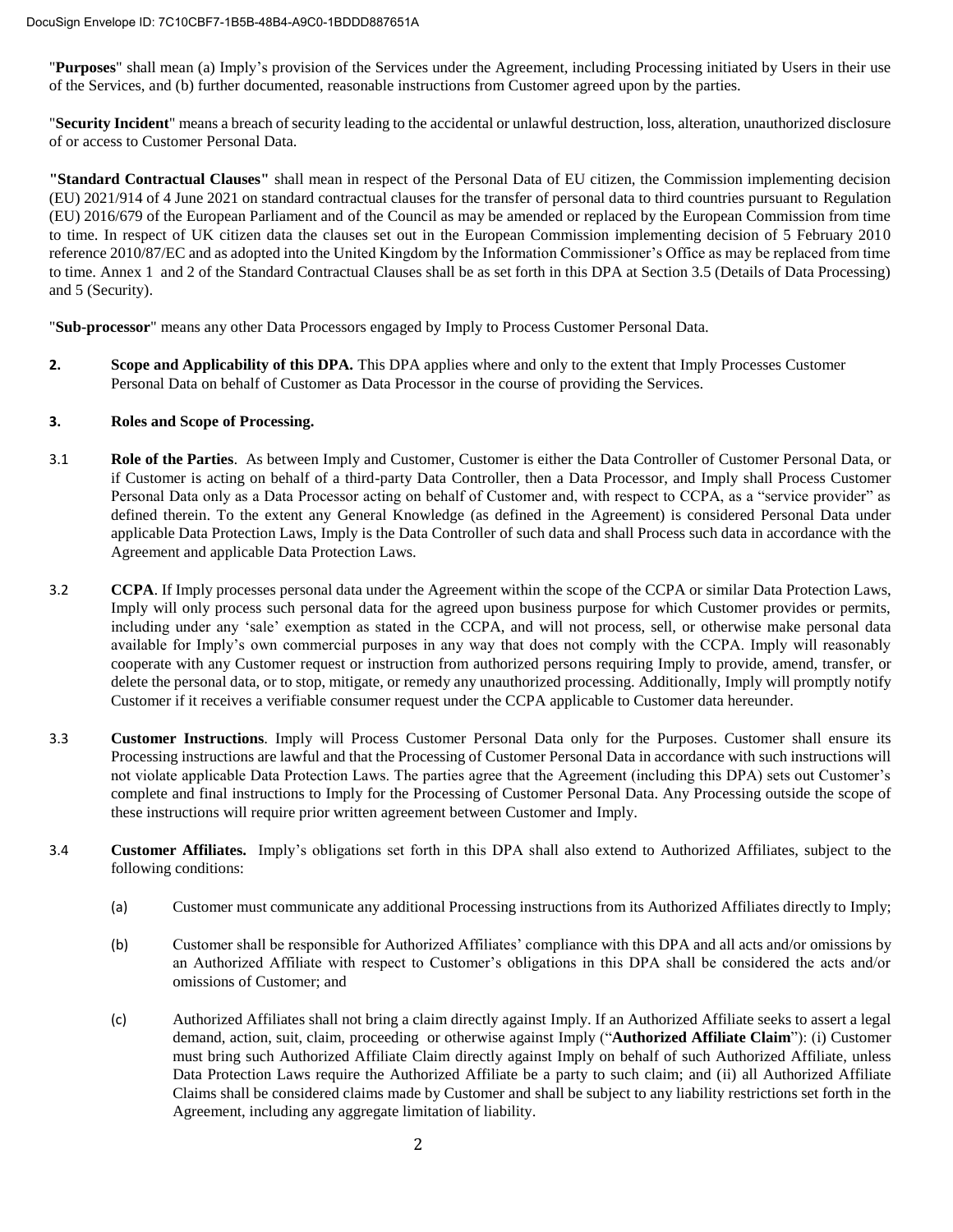"**Purposes**" shall mean (a) Imply's provision of the Services under the Agreement, including Processing initiated by Users in their use of the Services, and (b) further documented, reasonable instructions from Customer agreed upon by the parties.

"**Security Incident**" means a breach of security leading to the accidental or unlawful destruction, loss, alteration, unauthorized disclosure of or access to Customer Personal Data.

**"Standard Contractual Clauses"** shall mean in respect of the Personal Data of EU citizen, the Commission implementing decision (EU) 2021/914 of 4 June 2021 on standard contractual clauses for the transfer of personal data to third countries pursuant to Regulation (EU) 2016/679 of the European Parliament and of the Council as may be amended or replaced by the European Commission from time to time. In respect of UK citizen data the clauses set out in the European Commission implementing decision of 5 February 2010 reference 2010/87/EC and as adopted into the United Kingdom by the Information Commissioner's Office as may be replaced from time to time. Annex 1 and 2 of the Standard Contractual Clauses shall be as set forth in this DPA at Section 3.5 (Details of Data Processing) and 5 (Security).

"**Sub-processor**" means any other Data Processors engaged by Imply to Process Customer Personal Data.

**2. Scope and Applicability of this DPA.** This DPA applies where and only to the extent that Imply Processes Customer Personal Data on behalf of Customer as Data Processor in the course of providing the Services.

**3. Roles and Scope of Processing.**

3.1 **Role of the Parties**. As between Imply and Customer, Customer is either the Data Controller of Customer Personal Data, or if Customer is acting on behalf of a third-party Data Controller, then a Data Processor, and Imply shall Process Customer Personal Data only as a Data Processor acting on behalf of Customer and, with respect to CCPA, as a "service provider" as defined therein. To the extent any General Knowledge (as defined in the Agreement) is considered Personal Data under applicable Data Protection Laws, Imply is the Data Controller of such data and shall Process such data in accordance with the Agreement and applicable Data Protection Laws.

3.2 **CCPA**. If Imply processes personal data under the Agreement within the scope of the CCPA or similar Data Protection Laws, Imply will only process such personal data for the agreed upon business purpose for which Customer provides or permits, including under any 'sale' exemption as stated in the CCPA, and will not process, sell, or otherwise make personal data available for Imply's own commercial purposes in any way that does not comply with the CCPA. Imply will reasonably cooperate with any Customer request or instruction from authorized persons requiring Imply to provide, amend, transfer, or delete the personal data, or to stop, mitigate, or remedy any unauthorized processing. Additionally, Imply will promptly notify Customer if it receives a verifiable consumer request under the CCPA applicable to Customer data hereunder.

3.3 **Customer Instructions**. Imply will Process Customer Personal Data only for the Purposes. Customer shall ensure its Processing instructions are lawful and that the Processing of Customer Personal Data in accordance with such instructions will not violate applicable Data Protection Laws. The parties agree that the Agreement (including this DPA) sets out Customer's complete and final instructions to Imply for the Processing of Customer Personal Data. Any Processing outside the scope of these instructions will require prior written agreement between Customer and Imply.

3.4 **Customer Affiliates.** Imply's obligations set forth in this DPA shall also extend to Authorized Affiliates, subject to the following conditions:

(a) Customer must communicate any additional Processing instructions from its Authorized Affiliates directly to Imply;

(b) Customer shall be responsible for Authorized Affiliates' compliance with this DPA and all acts and/or omissions by an Authorized Affiliate with respect to Customer's obligations in this DPA shall be considered the acts and/or omissions of Customer; and

(c) Authorized Affiliates shall not bring a claim directly against Imply. If an Authorized Affiliate seeks to assert a legal demand, action, suit, claim, proceeding or otherwise against Imply ("**Authorized Affiliate Claim**"): (i) Customer must bring such Authorized Affiliate Claim directly against Imply on behalf of such Authorized Affiliate, unless Data Protection Laws require the Authorized Affiliate be a party to such claim; and (ii) all Authorized Affiliate Claims shall be considered claims made by Customer and shall be subject to any liability restrictions set forth in the Agreement, including any aggregate limitation of liability.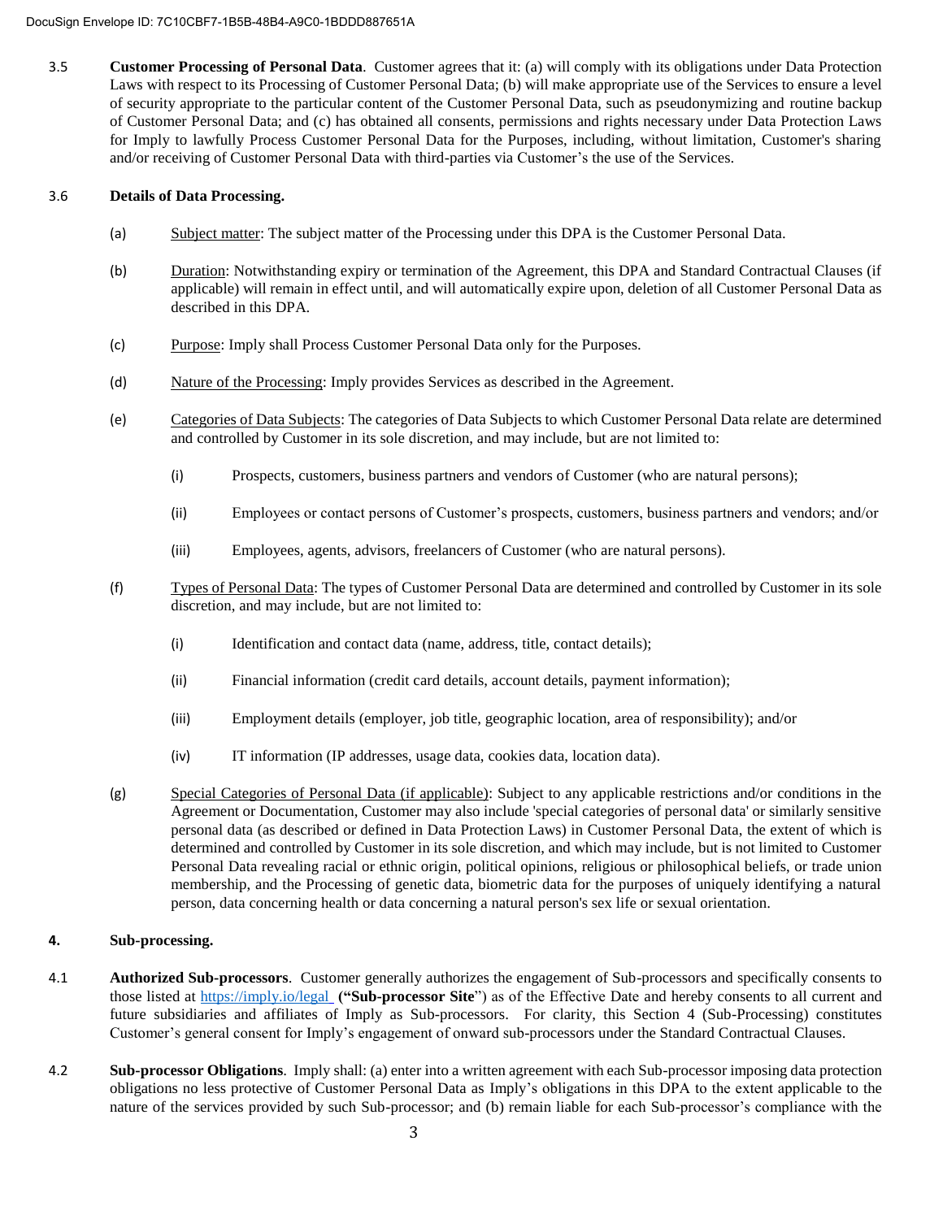3.5 **Customer Processing of Personal Data**. Customer agrees that it: (a) will comply with its obligations under Data Protection Laws with respect to its Processing of Customer Personal Data; (b) will make appropriate use of the Services to ensure a level of security appropriate to the particular content of the Customer Personal Data, such as pseudonymizing and routine backup of Customer Personal Data; and (c) has obtained all consents, permissions and rights necessary under Data Protection Laws for Imply to lawfully Process Customer Personal Data for the Purposes, including, without limitation, Customer's sharing and/or receiving of Customer Personal Data with third-parties via Customer's the use of the Services.

3.6 **Details of Data Processing.**

(a) Subject matter: The subject matter of the Processing under this DPA is the Customer Personal Data.

(b) Duration: Notwithstanding expiry or termination of the Agreement, this DPA and Standard Contractual Clauses (if applicable) will remain in effect until, and will automatically expire upon, deletion of all Customer Personal Data as described in this DPA.

(c) Purpose: Imply shall Process Customer Personal Data only for the Purposes.

(d) Nature of the Processing: Imply provides Services as described in the Agreement.

(e) Categories of Data Subjects: The categories of Data Subjects to which Customer Personal Data relate are determined and controlled by Customer in its sole discretion, and may include, but are not limited to:

(i) Prospects, customers, business partners and vendors of Customer (who are natural persons);

(ii) Employees or contact persons of Customer's prospects, customers, business partners and vendors; and/or

(iii) Employees, agents, advisors, freelancers of Customer (who are natural persons).

(f) Types of Personal Data: The types of Customer Personal Data are determined and controlled by Customer in its sole discretion, and may include, but are not limited to:

(i) Identification and contact data (name, address, title, contact details);

(ii) Financial information (credit card details, account details, payment information);

(iii) Employment details (employer, job title, geographic location, area of responsibility); and/or

(iv) IT information (IP addresses, usage data, cookies data, location data).

(g) Special Categories of Personal Data (if applicable): Subject to any applicable restrictions and/or conditions in the Agreement or Documentation, Customer may also include 'special categories of personal data' or similarly sensitive personal data (as described or defined in Data Protection Laws) in Customer Personal Data, the extent of which is determined and controlled by Customer in its sole discretion, and which may include, but is not limited to Customer Personal Data revealing racial or ethnic origin, political opinions, religious or philosophical beliefs, or trade union membership, and the Processing of genetic data, biometric data for the purposes of uniquely identifying a natural person, data concerning health or data concerning a natural person's sex life or sexual orientation.

## 4. Sub-processing.

4.1 **Authorized Sub-processors**. Customer generally authorizes the engagement of Sub-processors and specifically consents to those listed at https://imply.io/legal (**"Sub-processor Site**") as of the Effective Date and hereby consents to all current and future subsidiaries and affiliates of Imply as Sub-processors. For clarity, this Section 4 (Sub-Processing) constitutes Customer's general consent for Imply's engagement of onward sub-processors under the Standard Contractual Clauses.

4.2 **Sub-processor Obligations**. Imply shall: (a) enter into a written agreement with each Sub-processor imposing data protection obligations no less protective of Customer Personal Data as Imply's obligations in this DPA to the extent applicable to the nature of the services provided by such Sub-processor; and (b) remain liable for each Sub-processor's compliance with the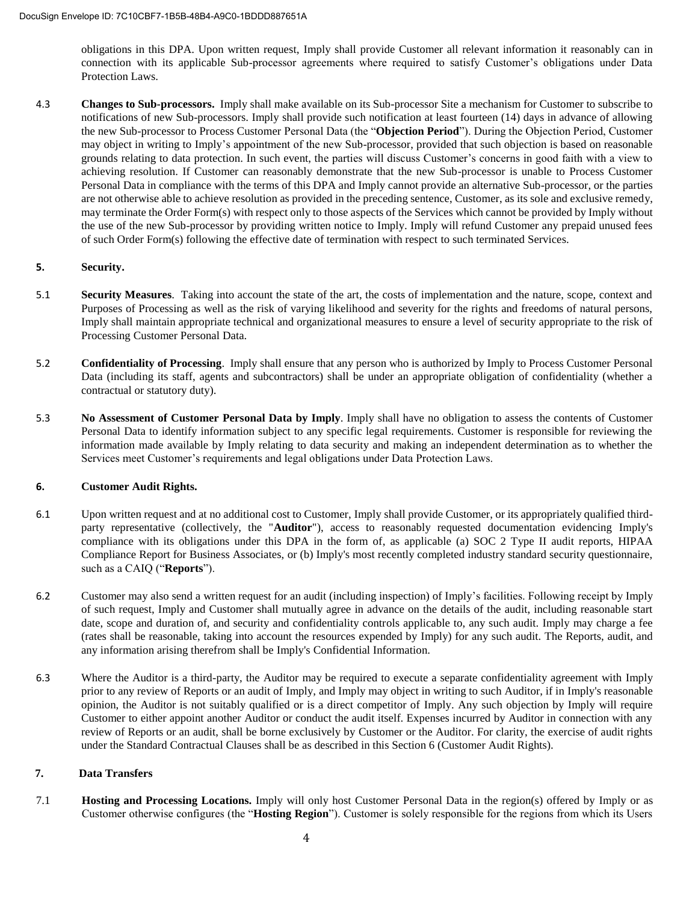obligations in this DPA. Upon written request, Imply shall provide Customer all relevant information it reasonably can in connection with its applicable Sub-processor agreements where required to satisfy Customer's obligations under Data Protection Laws.

4.3 **Changes to Sub-processors.** Imply shall make available on its Sub-processor Site a mechanism for Customer to subscribe to notifications of new Sub-processors. Imply shall provide such notification at least fourteen (14) days in advance of allowing the new Sub-processor to Process Customer Personal Data (the "**Objection Period**"). During the Objection Period, Customer may object in writing to Imply's appointment of the new Sub-processor, provided that such objection is based on reasonable grounds relating to data protection. In such event, the parties will discuss Customer's concerns in good faith with a view to achieving resolution. If Customer can reasonably demonstrate that the new Sub-processor is unable to Process Customer Personal Data in compliance with the terms of this DPA and Imply cannot provide an alternative Sub-processor, or the parties are not otherwise able to achieve resolution as provided in the preceding sentence, Customer, as its sole and exclusive remedy, may terminate the Order Form(s) with respect only to those aspects of the Services which cannot be provided by Imply without the use of the new Sub-processor by providing written notice to Imply. Imply will refund Customer any prepaid unused fees of such Order Form(s) following the effective date of termination with respect to such terminated Services.

## 5. Security.

5.1 **Security Measures**. Taking into account the state of the art, the costs of implementation and the nature, scope, context and Purposes of Processing as well as the risk of varying likelihood and severity for the rights and freedoms of natural persons, Imply shall maintain appropriate technical and organizational measures to ensure a level of security appropriate to the risk of Processing Customer Personal Data.

5.2 **Confidentiality of Processing**. Imply shall ensure that any person who is authorized by Imply to Process Customer Personal Data (including its staff, agents and subcontractors) shall be under an appropriate obligation of confidentiality (whether a contractual or statutory duty).

5.3 **No Assessment of Customer Personal Data by Imply**. Imply shall have no obligation to assess the contents of Customer Personal Data to identify information subject to any specific legal requirements. Customer is responsible for reviewing the information made available by Imply relating to data security and making an independent determination as to whether the Services meet Customer's requirements and legal obligations under Data Protection Laws.

## 6. Customer Audit Rights.

6.1 Upon written request and at no additional cost to Customer, Imply shall provide Customer, or its appropriately qualified third-party representative (collectively, the "**Auditor**"), access to reasonably requested documentation evidencing Imply's compliance with its obligations under this DPA in the form of, as applicable (a) SOC 2 Type II audit reports, HIPAA Compliance Report for Business Associates, or (b) Imply's most recently completed industry standard security questionnaire, such as a CAIQ ("**Reports**").

6.2 Customer may also send a written request for an audit (including inspection) of Imply's facilities. Following receipt by Imply of such request, Imply and Customer shall mutually agree in advance on the details of the audit, including reasonable start date, scope and duration of, and security and confidentiality controls applicable to, any such audit. Imply may charge a fee (rates shall be reasonable, taking into account the resources expended by Imply) for any such audit. The Reports, audit, and any information arising therefrom shall be Imply's Confidential Information.

6.3 Where the Auditor is a third-party, the Auditor may be required to execute a separate confidentiality agreement with Imply prior to any review of Reports or an audit of Imply, and Imply may object in writing to such Auditor, if in Imply's reasonable opinion, the Auditor is not suitably qualified or is a direct competitor of Imply. Any such objection by Imply will require Customer to either appoint another Auditor or conduct the audit itself. Expenses incurred by Auditor in connection with any review of Reports or an audit, shall be borne exclusively by Customer or the Auditor. For clarity, the exercise of audit rights under the Standard Contractual Clauses shall be as described in this Section 6 (Customer Audit Rights).

## 7. Data Transfers

7.1 **Hosting and Processing Locations.** Imply will only host Customer Personal Data in the region(s) offered by Imply or as Customer otherwise configures (the "**Hosting Region**"). Customer is solely responsible for the regions from which its Users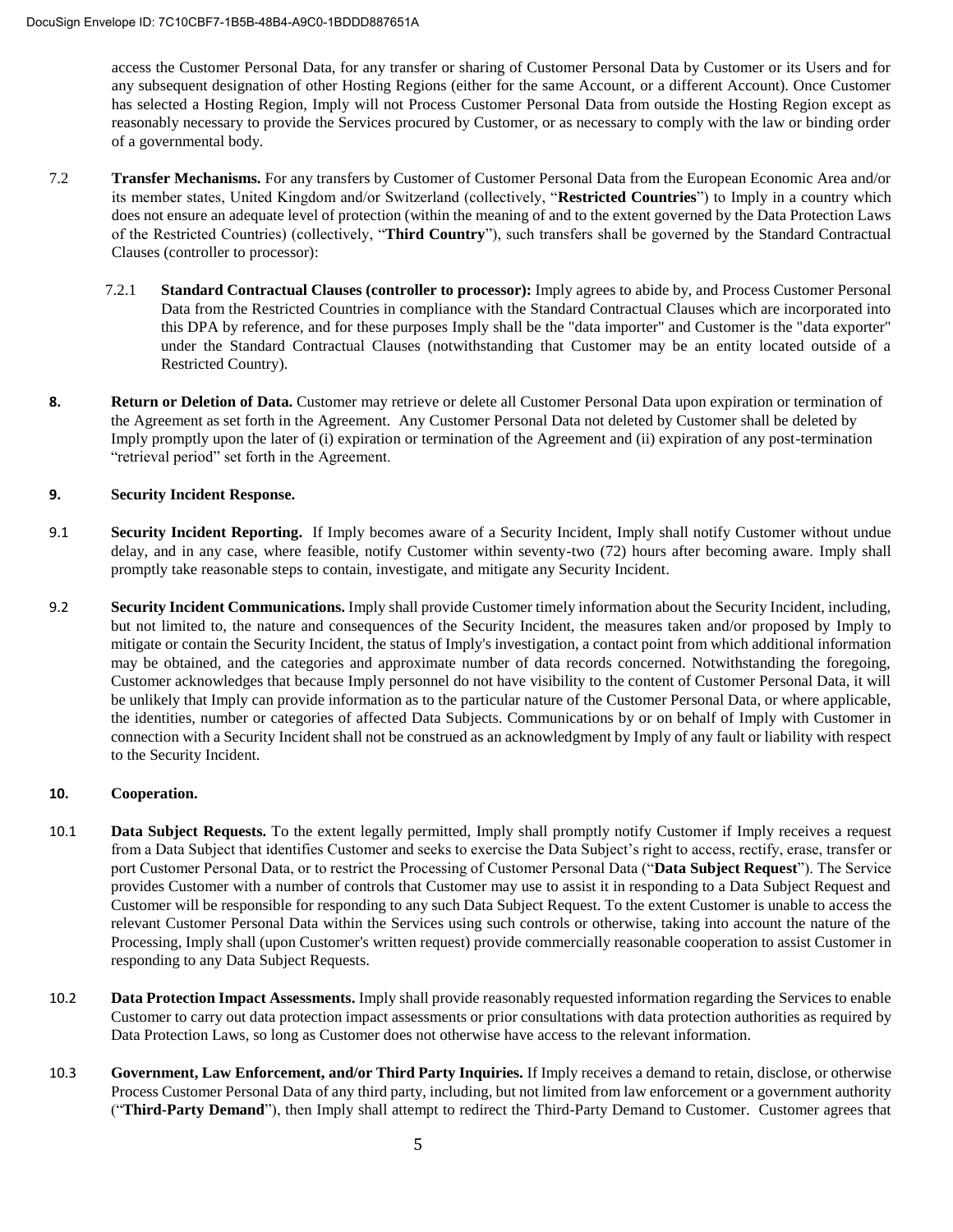access the Customer Personal Data, for any transfer or sharing of Customer Personal Data by Customer or its Users and for any subsequent designation of other Hosting Regions (either for the same Account, or a different Account). Once Customer has selected a Hosting Region, Imply will not Process Customer Personal Data from outside the Hosting Region except as reasonably necessary to provide the Services procured by Customer, or as necessary to comply with the law or binding order of a governmental body.

7.2 **Transfer Mechanisms.** For any transfers by Customer of Customer Personal Data from the European Economic Area and/or its member states, United Kingdom and/or Switzerland (collectively, "**Restricted Countries**") to Imply in a country which does not ensure an adequate level of protection (within the meaning of and to the extent governed by the Data Protection Laws of the Restricted Countries) (collectively, "**Third Country**"), such transfers shall be governed by the Standard Contractual Clauses (controller to processor):

7.2.1 **Standard Contractual Clauses (controller to processor):** Imply agrees to abide by, and Process Customer Personal Data from the Restricted Countries in compliance with the Standard Contractual Clauses which are incorporated into this DPA by reference, and for these purposes Imply shall be the "data importer" and Customer is the "data exporter" under the Standard Contractual Clauses (notwithstanding that Customer may be an entity located outside of a Restricted Country).

**8. Return or Deletion of Data.** Customer may retrieve or delete all Customer Personal Data upon expiration or termination of the Agreement as set forth in the Agreement. Any Customer Personal Data not deleted by Customer shall be deleted by Imply promptly upon the later of (i) expiration or termination of the Agreement and (ii) expiration of any post-termination "retrieval period" set forth in the Agreement.

**9. Security Incident Response.**

9.1 **Security Incident Reporting.** If Imply becomes aware of a Security Incident, Imply shall notify Customer without undue delay, and in any case, where feasible, notify Customer within seventy-two (72) hours after becoming aware. Imply shall promptly take reasonable steps to contain, investigate, and mitigate any Security Incident.

9.2 **Security Incident Communications.** Imply shall provide Customer timely information about the Security Incident, including, but not limited to, the nature and consequences of the Security Incident, the measures taken and/or proposed by Imply to mitigate or contain the Security Incident, the status of Imply's investigation, a contact point from which additional information may be obtained, and the categories and approximate number of data records concerned. Notwithstanding the foregoing, Customer acknowledges that because Imply personnel do not have visibility to the content of Customer Personal Data, it will be unlikely that Imply can provide information as to the particular nature of the Customer Personal Data, or where applicable, the identities, number or categories of affected Data Subjects. Communications by or on behalf of Imply with Customer in connection with a Security Incident shall not be construed as an acknowledgment by Imply of any fault or liability with respect to the Security Incident.

**10. Cooperation.**

10.1 **Data Subject Requests.** To the extent legally permitted, Imply shall promptly notify Customer if Imply receives a request from a Data Subject that identifies Customer and seeks to exercise the Data Subject's right to access, rectify, erase, transfer or port Customer Personal Data, or to restrict the Processing of Customer Personal Data ("**Data Subject Request**"). The Service provides Customer with a number of controls that Customer may use to assist it in responding to a Data Subject Request and Customer will be responsible for responding to any such Data Subject Request. To the extent Customer is unable to access the relevant Customer Personal Data within the Services using such controls or otherwise, taking into account the nature of the Processing, Imply shall (upon Customer's written request) provide commercially reasonable cooperation to assist Customer in responding to any Data Subject Requests.

10.2 **Data Protection Impact Assessments.** Imply shall provide reasonably requested information regarding the Services to enable Customer to carry out data protection impact assessments or prior consultations with data protection authorities as required by Data Protection Laws, so long as Customer does not otherwise have access to the relevant information.

10.3 **Government, Law Enforcement, and/or Third Party Inquiries.** If Imply receives a demand to retain, disclose, or otherwise Process Customer Personal Data of any third party, including, but not limited from law enforcement or a government authority ("**Third-Party Demand**"), then Imply shall attempt to redirect the Third-Party Demand to Customer. Customer agrees that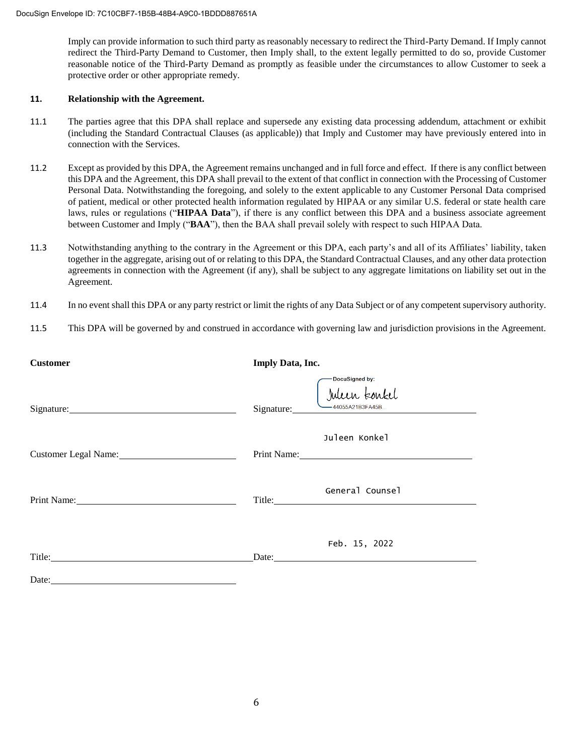Imply can provide information to such third party as reasonably necessary to redirect the Third-Party Demand. If Imply cannot redirect the Third-Party Demand to Customer, then Imply shall, to the extent legally permitted to do so, provide Customer reasonable notice of the Third-Party Demand as promptly as feasible under the circumstances to allow Customer to seek a protective order or other appropriate remedy.

## 11. Relationship with the Agreement.

11.1 The parties agree that this DPA shall replace and supersede any existing data processing addendum, attachment or exhibit (including the Standard Contractual Clauses (as applicable)) that Imply and Customer may have previously entered into in connection with the Services.

11.2 Except as provided by this DPA, the Agreement remains unchanged and in full force and effect. If there is any conflict between this DPA and the Agreement, this DPA shall prevail to the extent of that conflict in connection with the Processing of Customer Personal Data. Notwithstanding the foregoing, and solely to the extent applicable to any Customer Personal Data comprised of patient, medical or other protected health information regulated by HIPAA or any similar U.S. federal or state health care laws, rules or regulations ("**HIPAA Data**"), if there is any conflict between this DPA and a business associate agreement between Customer and Imply ("**BAA**"), then the BAA shall prevail solely with respect to such HIPAA Data.

11.3 Notwithstanding anything to the contrary in the Agreement or this DPA, each party's and all of its Affiliates' liability, taken together in the aggregate, arising out of or relating to this DPA, the Standard Contractual Clauses, and any other data protection agreements in connection with the Agreement (if any), shall be subject to any aggregate limitations on liability set out in the Agreement.

11.4 In no event shall this DPA or any party restrict or limit the rights of any Data Subject or of any competent supervisory authority.

11.5 This DPA will be governed by and construed in accordance with governing law and jurisdiction provisions in the Agreement.

| **Customer** | **Imply Data, Inc.** |
| --- | --- |
| Signature: | Signature: DocuSigned by: Juleen Konkel 44055A21B3FA45B... |
| Customer Legal Name: | Print Name: Juleen Konkel |
| Print Name: | Title: General Counsel |
| Title: | Date: Feb. 15, 2022 |
| Date: | |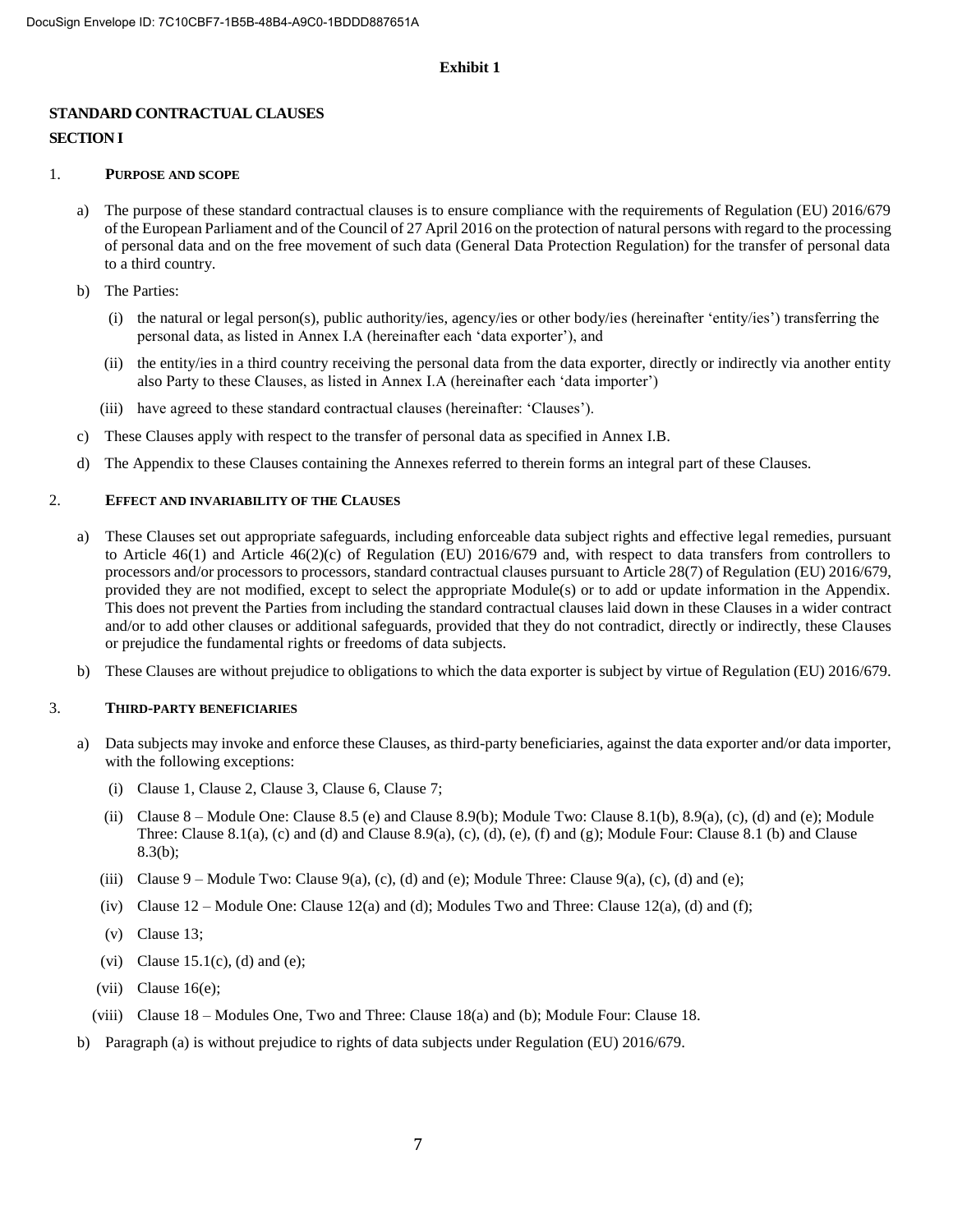DocuSign Envelope ID: 7C10CBF7-1B5B-48B4-A9C0-1BDDD887651A

**Exhibit 1**

## STANDARD CONTRACTUAL CLAUSES

## SECTION I

### 1. PURPOSE AND SCOPE

a) The purpose of these standard contractual clauses is to ensure compliance with the requirements of Regulation (EU) 2016/679 of the European Parliament and of the Council of 27 April 2016 on the protection of natural persons with regard to the processing of personal data and on the free movement of such data (General Data Protection Regulation) for the transfer of personal data to a third country.

b) The Parties:

  (i) the natural or legal person(s), public authority/ies, agency/ies or other body/ies (hereinafter 'entity/ies') transferring the personal data, as listed in Annex I.A (hereinafter each 'data exporter'), and

  (ii) the entity/ies in a third country receiving the personal data from the data exporter, directly or indirectly via another entity also Party to these Clauses, as listed in Annex I.A (hereinafter each 'data importer')

  (iii) have agreed to these standard contractual clauses (hereinafter: 'Clauses').

c) These Clauses apply with respect to the transfer of personal data as specified in Annex I.B.

d) The Appendix to these Clauses containing the Annexes referred to therein forms an integral part of these Clauses.

### 2. EFFECT AND INVARIABILITY OF THE CLAUSES

a) These Clauses set out appropriate safeguards, including enforceable data subject rights and effective legal remedies, pursuant to Article 46(1) and Article 46(2)(c) of Regulation (EU) 2016/679 and, with respect to data transfers from controllers to processors and/or processors to processors, standard contractual clauses pursuant to Article 28(7) of Regulation (EU) 2016/679, provided they are not modified, except to select the appropriate Module(s) or to add or update information in the Appendix. This does not prevent the Parties from including the standard contractual clauses laid down in these Clauses in a wider contract and/or to add other clauses or additional safeguards, provided that they do not contradict, directly or indirectly, these Clauses or prejudice the fundamental rights or freedoms of data subjects.

b) These Clauses are without prejudice to obligations to which the data exporter is subject by virtue of Regulation (EU) 2016/679.

### 3. THIRD-PARTY BENEFICIARIES

a) Data subjects may invoke and enforce these Clauses, as third-party beneficiaries, against the data exporter and/or data importer, with the following exceptions:

  (i) Clause 1, Clause 2, Clause 3, Clause 6, Clause 7;

  (ii) Clause 8 – Module One: Clause 8.5 (e) and Clause 8.9(b); Module Two: Clause 8.1(b), 8.9(a), (c), (d) and (e); Module Three: Clause 8.1(a), (c) and (d) and Clause 8.9(a), (c), (d), (e), (f) and (g); Module Four: Clause 8.1 (b) and Clause 8.3(b);

  (iii) Clause 9 – Module Two: Clause 9(a), (c), (d) and (e); Module Three: Clause 9(a), (c), (d) and (e);

  (iv) Clause 12 – Module One: Clause 12(a) and (d); Modules Two and Three: Clause 12(a), (d) and (f);

  (v) Clause 13;

  (vi) Clause 15.1(c), (d) and (e);

  (vii) Clause 16(e);

  (viii) Clause 18 – Modules One, Two and Three: Clause 18(a) and (b); Module Four: Clause 18.

b) Paragraph (a) is without prejudice to rights of data subjects under Regulation (EU) 2016/679.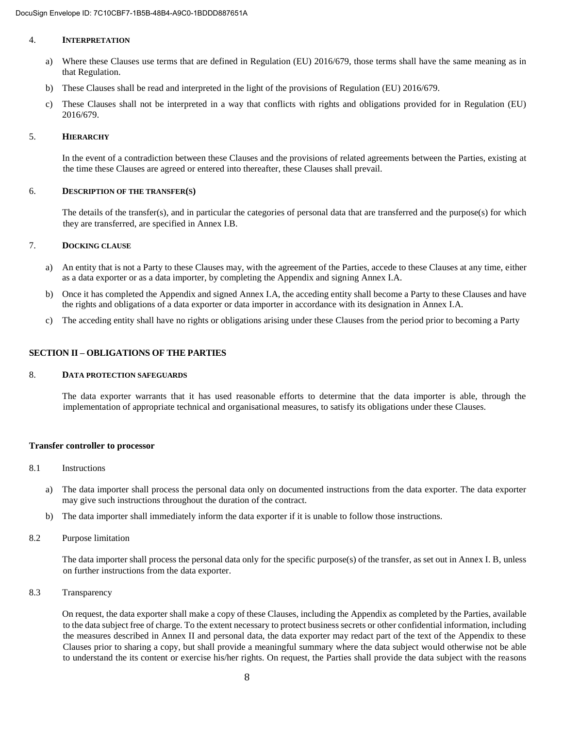### 4. Interpretation

a) Where these Clauses use terms that are defined in Regulation (EU) 2016/679, those terms shall have the same meaning as in that Regulation.

b) These Clauses shall be read and interpreted in the light of the provisions of Regulation (EU) 2016/679.

c) These Clauses shall not be interpreted in a way that conflicts with rights and obligations provided for in Regulation (EU) 2016/679.

### 5. Hierarchy

In the event of a contradiction between these Clauses and the provisions of related agreements between the Parties, existing at the time these Clauses are agreed or entered into thereafter, these Clauses shall prevail.

### 6. Description of the transfer(s)

The details of the transfer(s), and in particular the categories of personal data that are transferred and the purpose(s) for which they are transferred, are specified in Annex I.B.

### 7. Docking clause

a) An entity that is not a Party to these Clauses may, with the agreement of the Parties, accede to these Clauses at any time, either as a data exporter or as a data importer, by completing the Appendix and signing Annex I.A.

b) Once it has completed the Appendix and signed Annex I.A, the acceding entity shall become a Party to these Clauses and have the rights and obligations of a data exporter or data importer in accordance with its designation in Annex I.A.

c) The acceding entity shall have no rights or obligations arising under these Clauses from the period prior to becoming a Party

## SECTION II – OBLIGATIONS OF THE PARTIES

### 8. Data protection safeguards

The data exporter warrants that it has used reasonable efforts to determine that the data importer is able, through the implementation of appropriate technical and organisational measures, to satisfy its obligations under these Clauses.

**Transfer controller to processor**

8.1 Instructions

a) The data importer shall process the personal data only on documented instructions from the data exporter. The data exporter may give such instructions throughout the duration of the contract.

b) The data importer shall immediately inform the data exporter if it is unable to follow those instructions.

8.2 Purpose limitation

The data importer shall process the personal data only for the specific purpose(s) of the transfer, as set out in Annex I. B, unless on further instructions from the data exporter.

8.3 Transparency

On request, the data exporter shall make a copy of these Clauses, including the Appendix as completed by the Parties, available to the data subject free of charge. To the extent necessary to protect business secrets or other confidential information, including the measures described in Annex II and personal data, the data exporter may redact part of the text of the Appendix to these Clauses prior to sharing a copy, but shall provide a meaningful summary where the data subject would otherwise not be able to understand the its content or exercise his/her rights. On request, the Parties shall provide the data subject with the reasons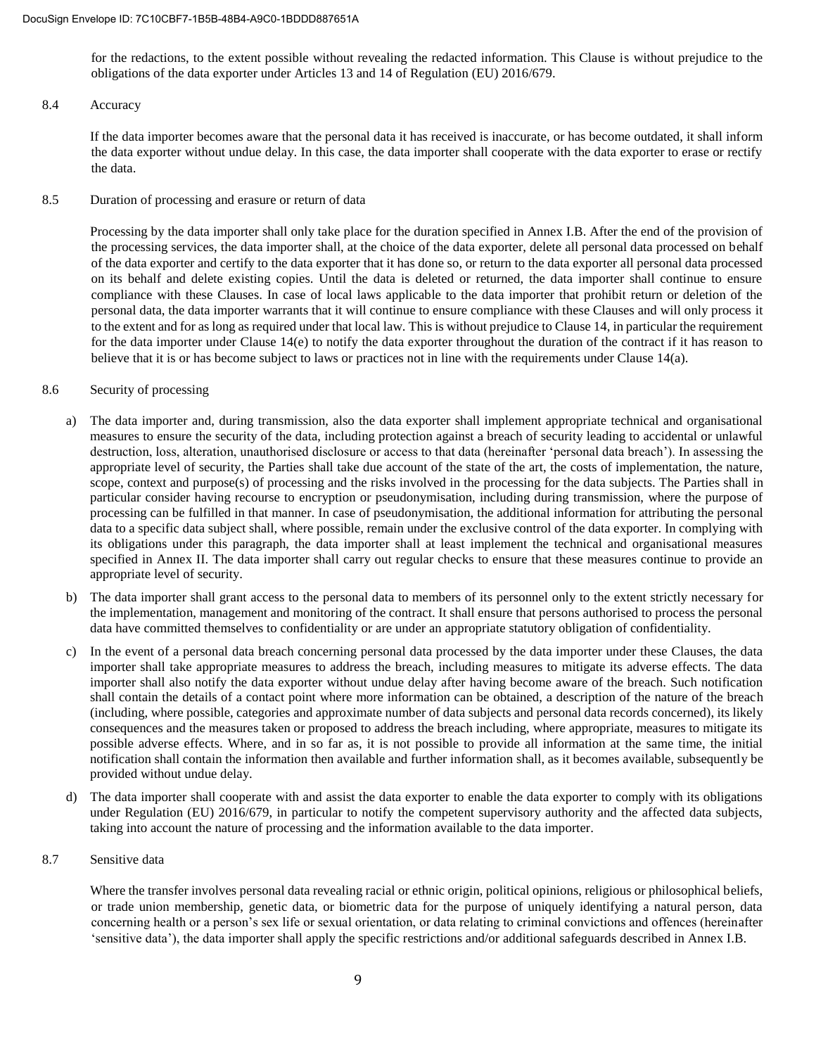for the redactions, to the extent possible without revealing the redacted information. This Clause is without prejudice to the obligations of the data exporter under Articles 13 and 14 of Regulation (EU) 2016/679.

8.4 Accuracy

If the data importer becomes aware that the personal data it has received is inaccurate, or has become outdated, it shall inform the data exporter without undue delay. In this case, the data importer shall cooperate with the data exporter to erase or rectify the data.

8.5 Duration of processing and erasure or return of data

Processing by the data importer shall only take place for the duration specified in Annex I.B. After the end of the provision of the processing services, the data importer shall, at the choice of the data exporter, delete all personal data processed on behalf of the data exporter and certify to the data exporter that it has done so, or return to the data exporter all personal data processed on its behalf and delete existing copies. Until the data is deleted or returned, the data importer shall continue to ensure compliance with these Clauses. In case of local laws applicable to the data importer that prohibit return or deletion of the personal data, the data importer warrants that it will continue to ensure compliance with these Clauses and will only process it to the extent and for as long as required under that local law. This is without prejudice to Clause 14, in particular the requirement for the data importer under Clause 14(e) to notify the data exporter throughout the duration of the contract if it has reason to believe that it is or has become subject to laws or practices not in line with the requirements under Clause 14(a).

8.6 Security of processing

a) The data importer and, during transmission, also the data exporter shall implement appropriate technical and organisational measures to ensure the security of the data, including protection against a breach of security leading to accidental or unlawful destruction, loss, alteration, unauthorised disclosure or access to that data (hereinafter 'personal data breach'). In assessing the appropriate level of security, the Parties shall take due account of the state of the art, the costs of implementation, the nature, scope, context and purpose(s) of processing and the risks involved in the processing for the data subjects. The Parties shall in particular consider having recourse to encryption or pseudonymisation, including during transmission, where the purpose of processing can be fulfilled in that manner. In case of pseudonymisation, the additional information for attributing the personal data to a specific data subject shall, where possible, remain under the exclusive control of the data exporter. In complying with its obligations under this paragraph, the data importer shall at least implement the technical and organisational measures specified in Annex II. The data importer shall carry out regular checks to ensure that these measures continue to provide an appropriate level of security.

b) The data importer shall grant access to the personal data to members of its personnel only to the extent strictly necessary for the implementation, management and monitoring of the contract. It shall ensure that persons authorised to process the personal data have committed themselves to confidentiality or are under an appropriate statutory obligation of confidentiality.

c) In the event of a personal data breach concerning personal data processed by the data importer under these Clauses, the data importer shall take appropriate measures to address the breach, including measures to mitigate its adverse effects. The data importer shall also notify the data exporter without undue delay after having become aware of the breach. Such notification shall contain the details of a contact point where more information can be obtained, a description of the nature of the breach (including, where possible, categories and approximate number of data subjects and personal data records concerned), its likely consequences and the measures taken or proposed to address the breach including, where appropriate, measures to mitigate its possible adverse effects. Where, and in so far as, it is not possible to provide all information at the same time, the initial notification shall contain the information then available and further information shall, as it becomes available, subsequently be provided without undue delay.

d) The data importer shall cooperate with and assist the data exporter to enable the data exporter to comply with its obligations under Regulation (EU) 2016/679, in particular to notify the competent supervisory authority and the affected data subjects, taking into account the nature of processing and the information available to the data importer.

8.7 Sensitive data

Where the transfer involves personal data revealing racial or ethnic origin, political opinions, religious or philosophical beliefs, or trade union membership, genetic data, or biometric data for the purpose of uniquely identifying a natural person, data concerning health or a person's sex life or sexual orientation, or data relating to criminal convictions and offences (hereinafter 'sensitive data'), the data importer shall apply the specific restrictions and/or additional safeguards described in Annex I.B.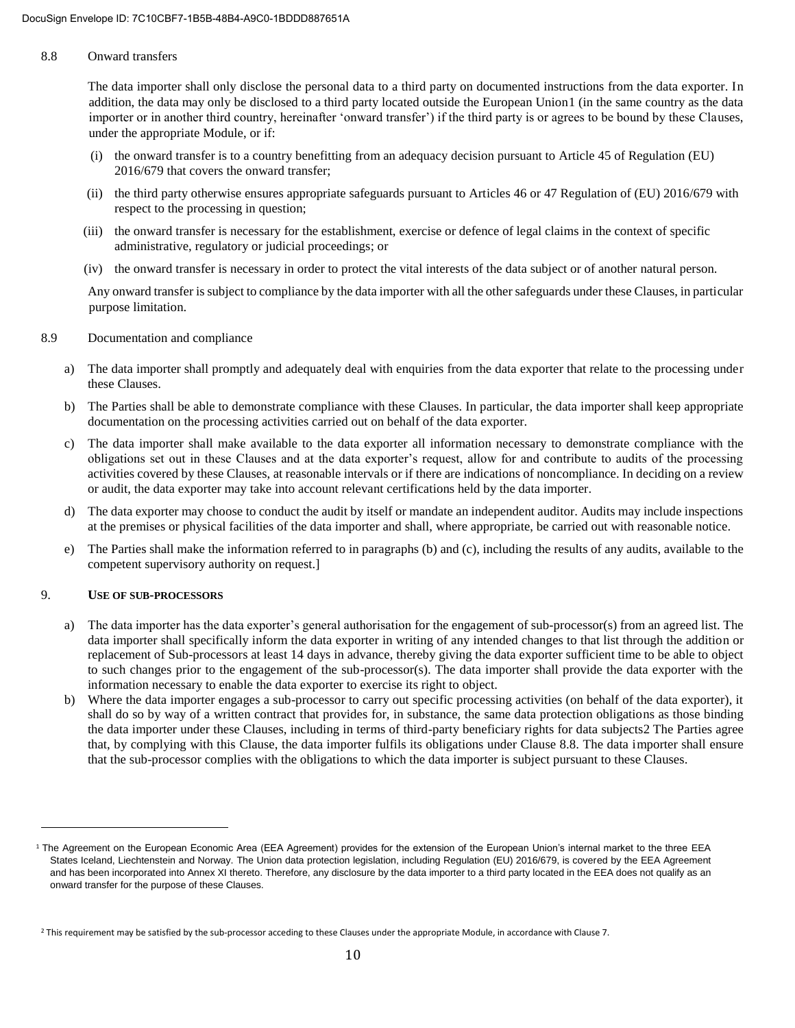8.8 Onward transfers

The data importer shall only disclose the personal data to a third party on documented instructions from the data exporter. In addition, the data may only be disclosed to a third party located outside the European Union[1] (in the same country as the data importer or in another third country, hereinafter 'onward transfer') if the third party is or agrees to be bound by these Clauses, under the appropriate Module, or if:

(i) the onward transfer is to a country benefitting from an adequacy decision pursuant to Article 45 of Regulation (EU) 2016/679 that covers the onward transfer;

(ii) the third party otherwise ensures appropriate safeguards pursuant to Articles 46 or 47 Regulation of (EU) 2016/679 with respect to the processing in question;

(iii) the onward transfer is necessary for the establishment, exercise or defence of legal claims in the context of specific administrative, regulatory or judicial proceedings; or

(iv) the onward transfer is necessary in order to protect the vital interests of the data subject or of another natural person.

Any onward transfer is subject to compliance by the data importer with all the other safeguards under these Clauses, in particular purpose limitation.

8.9 Documentation and compliance

a) The data importer shall promptly and adequately deal with enquiries from the data exporter that relate to the processing under these Clauses.

b) The Parties shall be able to demonstrate compliance with these Clauses. In particular, the data importer shall keep appropriate documentation on the processing activities carried out on behalf of the data exporter.

c) The data importer shall make available to the data exporter all information necessary to demonstrate compliance with the obligations set out in these Clauses and at the data exporter's request, allow for and contribute to audits of the processing activities covered by these Clauses, at reasonable intervals or if there are indications of noncompliance. In deciding on a review or audit, the data exporter may take into account relevant certifications held by the data importer.

d) The data exporter may choose to conduct the audit by itself or mandate an independent auditor. Audits may include inspections at the premises or physical facilities of the data importer and shall, where appropriate, be carried out with reasonable notice.

e) The Parties shall make the information referred to in paragraphs (b) and (c), including the results of any audits, available to the competent supervisory authority on request.]

## 9. USE OF SUB-PROCESSORS

a) The data importer has the data exporter's general authorisation for the engagement of sub-processor(s) from an agreed list. The data importer shall specifically inform the data exporter in writing of any intended changes to that list through the addition or replacement of Sub-processors at least 14 days in advance, thereby giving the data exporter sufficient time to be able to object to such changes prior to the engagement of the sub-processor(s). The data importer shall provide the data exporter with the information necessary to enable the data exporter to exercise its right to object.

b) Where the data importer engages a sub-processor to carry out specific processing activities (on behalf of the data exporter), it shall do so by way of a written contract that provides for, in substance, the same data protection obligations as those binding the data importer under these Clauses, including in terms of third-party beneficiary rights for data subjects[2] The Parties agree that, by complying with this Clause, the data importer fulfils its obligations under Clause 8.8. The data importer shall ensure that the sub-processor complies with the obligations to which the data importer is subject pursuant to these Clauses.

---

[1] The Agreement on the European Economic Area (EEA Agreement) provides for the extension of the European Union's internal market to the three EEA States Iceland, Liechtenstein and Norway. The Union data protection legislation, including Regulation (EU) 2016/679, is covered by the EEA Agreement and has been incorporated into Annex XI thereto. Therefore, any disclosure by the data importer to a third party located in the EEA does not qualify as an onward transfer for the purpose of these Clauses.

[2] This requirement may be satisfied by the sub-processor acceding to these Clauses under the appropriate Module, in accordance with Clause 7.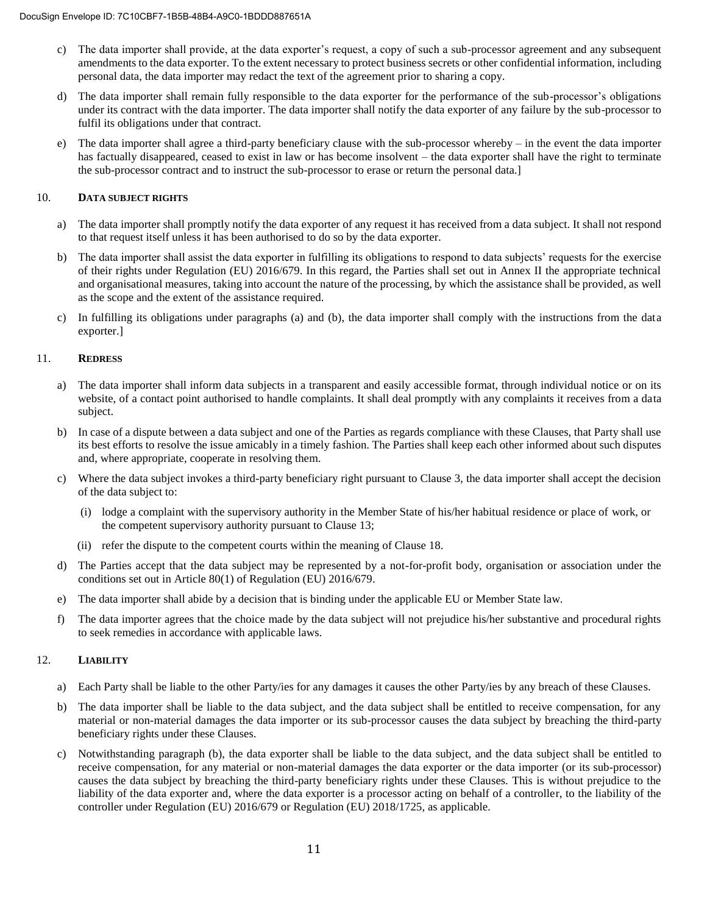c) The data importer shall provide, at the data exporter's request, a copy of such a sub-processor agreement and any subsequent amendments to the data exporter. To the extent necessary to protect business secrets or other confidential information, including personal data, the data importer may redact the text of the agreement prior to sharing a copy.

d) The data importer shall remain fully responsible to the data exporter for the performance of the sub-processor's obligations under its contract with the data importer. The data importer shall notify the data exporter of any failure by the sub-processor to fulfil its obligations under that contract.

e) The data importer shall agree a third-party beneficiary clause with the sub-processor whereby – in the event the data importer has factually disappeared, ceased to exist in law or has become insolvent – the data exporter shall have the right to terminate the sub-processor contract and to instruct the sub-processor to erase or return the personal data.]

## 10. DATA SUBJECT RIGHTS

a) The data importer shall promptly notify the data exporter of any request it has received from a data subject. It shall not respond to that request itself unless it has been authorised to do so by the data exporter.

b) The data importer shall assist the data exporter in fulfilling its obligations to respond to data subjects' requests for the exercise of their rights under Regulation (EU) 2016/679. In this regard, the Parties shall set out in Annex II the appropriate technical and organisational measures, taking into account the nature of the processing, by which the assistance shall be provided, as well as the scope and the extent of the assistance required.

c) In fulfilling its obligations under paragraphs (a) and (b), the data importer shall comply with the instructions from the data exporter.]

## 11. REDRESS

a) The data importer shall inform data subjects in a transparent and easily accessible format, through individual notice or on its website, of a contact point authorised to handle complaints. It shall deal promptly with any complaints it receives from a data subject.

b) In case of a dispute between a data subject and one of the Parties as regards compliance with these Clauses, that Party shall use its best efforts to resolve the issue amicably in a timely fashion. The Parties shall keep each other informed about such disputes and, where appropriate, cooperate in resolving them.

c) Where the data subject invokes a third-party beneficiary right pursuant to Clause 3, the data importer shall accept the decision of the data subject to:

   (i) lodge a complaint with the supervisory authority in the Member State of his/her habitual residence or place of work, or the competent supervisory authority pursuant to Clause 13;

   (ii) refer the dispute to the competent courts within the meaning of Clause 18.

d) The Parties accept that the data subject may be represented by a not-for-profit body, organisation or association under the conditions set out in Article 80(1) of Regulation (EU) 2016/679.

e) The data importer shall abide by a decision that is binding under the applicable EU or Member State law.

f) The data importer agrees that the choice made by the data subject will not prejudice his/her substantive and procedural rights to seek remedies in accordance with applicable laws.

## 12. LIABILITY

a) Each Party shall be liable to the other Party/ies for any damages it causes the other Party/ies by any breach of these Clauses.

b) The data importer shall be liable to the data subject, and the data subject shall be entitled to receive compensation, for any material or non-material damages the data importer or its sub-processor causes the data subject by breaching the third-party beneficiary rights under these Clauses.

c) Notwithstanding paragraph (b), the data exporter shall be liable to the data subject, and the data subject shall be entitled to receive compensation, for any material or non-material damages the data exporter or the data importer (or its sub-processor) causes the data subject by breaching the third-party beneficiary rights under these Clauses. This is without prejudice to the liability of the data exporter and, where the data exporter is a processor acting on behalf of a controller, to the liability of the controller under Regulation (EU) 2016/679 or Regulation (EU) 2018/1725, as applicable.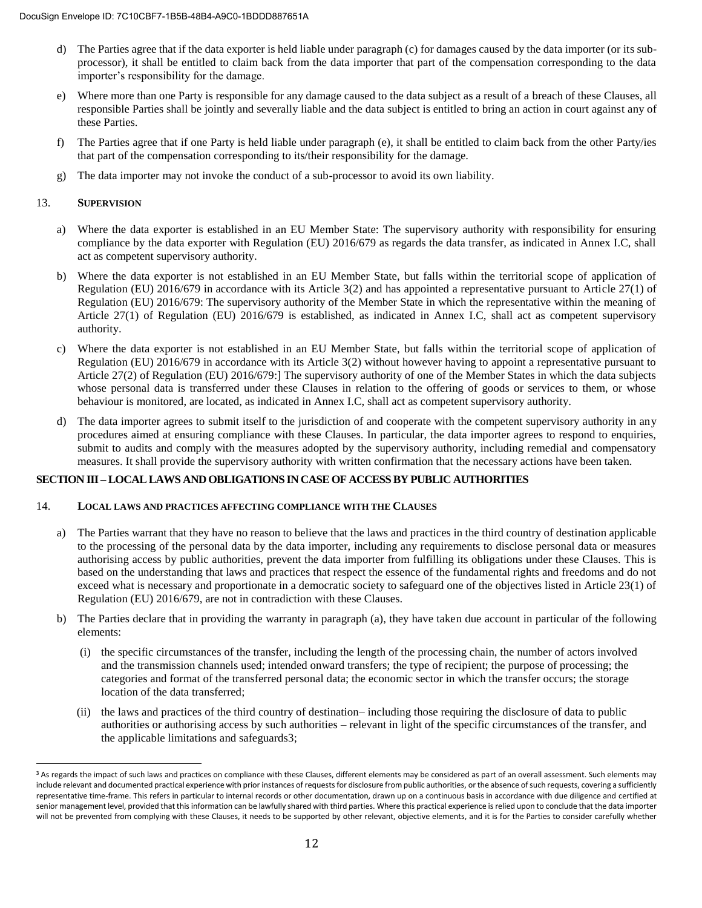d) The Parties agree that if the data exporter is held liable under paragraph (c) for damages caused by the data importer (or its sub-processor), it shall be entitled to claim back from the data importer that part of the compensation corresponding to the data importer's responsibility for the damage.

e) Where more than one Party is responsible for any damage caused to the data subject as a result of a breach of these Clauses, all responsible Parties shall be jointly and severally liable and the data subject is entitled to bring an action in court against any of these Parties.

f) The Parties agree that if one Party is held liable under paragraph (e), it shall be entitled to claim back from the other Party/ies that part of the compensation corresponding to its/their responsibility for the damage.

g) The data importer may not invoke the conduct of a sub-processor to avoid its own liability.

### 13. Supervision

a) Where the data exporter is established in an EU Member State: The supervisory authority with responsibility for ensuring compliance by the data exporter with Regulation (EU) 2016/679 as regards the data transfer, as indicated in Annex I.C, shall act as competent supervisory authority.

b) Where the data exporter is not established in an EU Member State, but falls within the territorial scope of application of Regulation (EU) 2016/679 in accordance with its Article 3(2) and has appointed a representative pursuant to Article 27(1) of Regulation (EU) 2016/679: The supervisory authority of the Member State in which the representative within the meaning of Article 27(1) of Regulation (EU) 2016/679 is established, as indicated in Annex I.C, shall act as competent supervisory authority.

c) Where the data exporter is not established in an EU Member State, but falls within the territorial scope of application of Regulation (EU) 2016/679 in accordance with its Article 3(2) without however having to appoint a representative pursuant to Article 27(2) of Regulation (EU) 2016/679:] The supervisory authority of one of the Member States in which the data subjects whose personal data is transferred under these Clauses in relation to the offering of goods or services to them, or whose behaviour is monitored, are located, as indicated in Annex I.C, shall act as competent supervisory authority.

d) The data importer agrees to submit itself to the jurisdiction of and cooperate with the competent supervisory authority in any procedures aimed at ensuring compliance with these Clauses. In particular, the data importer agrees to respond to enquiries, submit to audits and comply with the measures adopted by the supervisory authority, including remedial and compensatory measures. It shall provide the supervisory authority with written confirmation that the necessary actions have been taken.

## SECTION III – LOCAL LAWS AND OBLIGATIONS IN CASE OF ACCESS BY PUBLIC AUTHORITIES

### 14. Local laws and practices affecting compliance with the Clauses

a) The Parties warrant that they have no reason to believe that the laws and practices in the third country of destination applicable to the processing of the personal data by the data importer, including any requirements to disclose personal data or measures authorising access by public authorities, prevent the data importer from fulfilling its obligations under these Clauses. This is based on the understanding that laws and practices that respect the essence of the fundamental rights and freedoms and do not exceed what is necessary and proportionate in a democratic society to safeguard one of the objectives listed in Article 23(1) of Regulation (EU) 2016/679, are not in contradiction with these Clauses.

b) The Parties declare that in providing the warranty in paragraph (a), they have taken due account in particular of the following elements:

(i) the specific circumstances of the transfer, including the length of the processing chain, the number of actors involved and the transmission channels used; intended onward transfers; the type of recipient; the purpose of processing; the categories and format of the transferred personal data; the economic sector in which the transfer occurs; the storage location of the data transferred;

(ii) the laws and practices of the third country of destination– including those requiring the disclosure of data to public authorities or authorising access by such authorities – relevant in light of the specific circumstances of the transfer, and the applicable limitations and safeguards[3];

---

[3] As regards the impact of such laws and practices on compliance with these Clauses, different elements may be considered as part of an overall assessment. Such elements may include relevant and documented practical experience with prior instances of requests for disclosure from public authorities, or the absence of such requests, covering a sufficiently representative time-frame. This refers in particular to internal records or other documentation, drawn up on a continuous basis in accordance with due diligence and certified at senior management level, provided that this information can be lawfully shared with third parties. Where this practical experience is relied upon to conclude that the data importer will not be prevented from complying with these Clauses, it needs to be supported by other relevant, objective elements, and it is for the Parties to consider carefully whether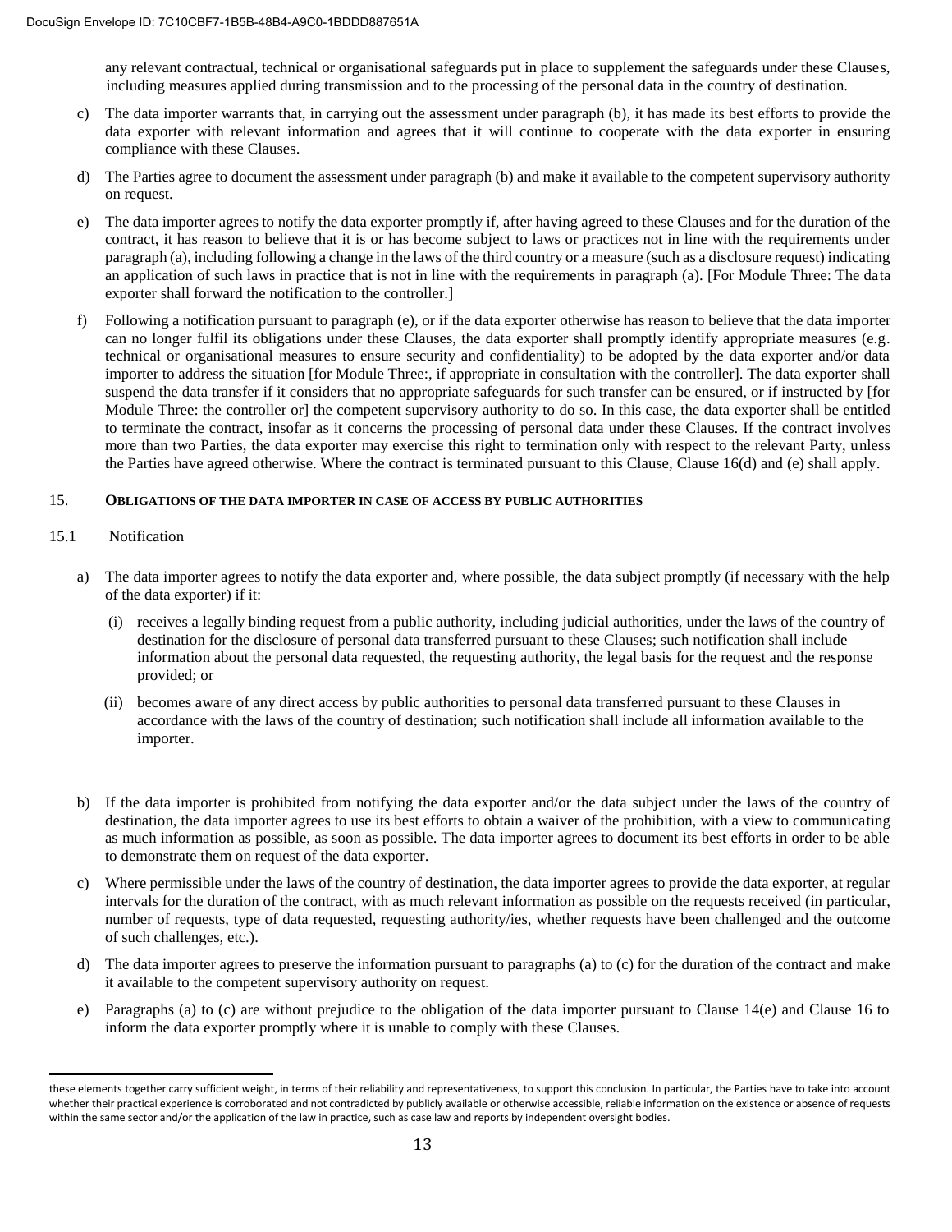any relevant contractual, technical or organisational safeguards put in place to supplement the safeguards under these Clauses, including measures applied during transmission and to the processing of the personal data in the country of destination.

c) The data importer warrants that, in carrying out the assessment under paragraph (b), it has made its best efforts to provide the data exporter with relevant information and agrees that it will continue to cooperate with the data exporter in ensuring compliance with these Clauses.

d) The Parties agree to document the assessment under paragraph (b) and make it available to the competent supervisory authority on request.

e) The data importer agrees to notify the data exporter promptly if, after having agreed to these Clauses and for the duration of the contract, it has reason to believe that it is or has become subject to laws or practices not in line with the requirements under paragraph (a), including following a change in the laws of the third country or a measure (such as a disclosure request) indicating an application of such laws in practice that is not in line with the requirements in paragraph (a). [For Module Three: The data exporter shall forward the notification to the controller.]

f) Following a notification pursuant to paragraph (e), or if the data exporter otherwise has reason to believe that the data importer can no longer fulfil its obligations under these Clauses, the data exporter shall promptly identify appropriate measures (e.g. technical or organisational measures to ensure security and confidentiality) to be adopted by the data exporter and/or data importer to address the situation [for Module Three:, if appropriate in consultation with the controller]. The data exporter shall suspend the data transfer if it considers that no appropriate safeguards for such transfer can be ensured, or if instructed by [for Module Three: the controller or] the competent supervisory authority to do so. In this case, the data exporter shall be entitled to terminate the contract, insofar as it concerns the processing of personal data under these Clauses. If the contract involves more than two Parties, the data exporter may exercise this right to termination only with respect to the relevant Party, unless the Parties have agreed otherwise. Where the contract is terminated pursuant to this Clause, Clause 16(d) and (e) shall apply.

## 15. OBLIGATIONS OF THE DATA IMPORTER IN CASE OF ACCESS BY PUBLIC AUTHORITIES

### 15.1 Notification

a) The data importer agrees to notify the data exporter and, where possible, the data subject promptly (if necessary with the help of the data exporter) if it:

   (i) receives a legally binding request from a public authority, including judicial authorities, under the laws of the country of destination for the disclosure of personal data transferred pursuant to these Clauses; such notification shall include information about the personal data requested, the requesting authority, the legal basis for the request and the response provided; or

   (ii) becomes aware of any direct access by public authorities to personal data transferred pursuant to these Clauses in accordance with the laws of the country of destination; such notification shall include all information available to the importer.

b) If the data importer is prohibited from notifying the data exporter and/or the data subject under the laws of the country of destination, the data importer agrees to use its best efforts to obtain a waiver of the prohibition, with a view to communicating as much information as possible, as soon as possible. The data importer agrees to document its best efforts in order to be able to demonstrate them on request of the data exporter.

c) Where permissible under the laws of the country of destination, the data importer agrees to provide the data exporter, at regular intervals for the duration of the contract, with as much relevant information as possible on the requests received (in particular, number of requests, type of data requested, requesting authority/ies, whether requests have been challenged and the outcome of such challenges, etc.).

d) The data importer agrees to preserve the information pursuant to paragraphs (a) to (c) for the duration of the contract and make it available to the competent supervisory authority on request.

e) Paragraphs (a) to (c) are without prejudice to the obligation of the data importer pursuant to Clause 14(e) and Clause 16 to inform the data exporter promptly where it is unable to comply with these Clauses.

---

these elements together carry sufficient weight, in terms of their reliability and representativeness, to support this conclusion. In particular, the Parties have to take into account whether their practical experience is corroborated and not contradicted by publicly available or otherwise accessible, reliable information on the existence or absence of requests within the same sector and/or the application of the law in practice, such as case law and reports by independent oversight bodies.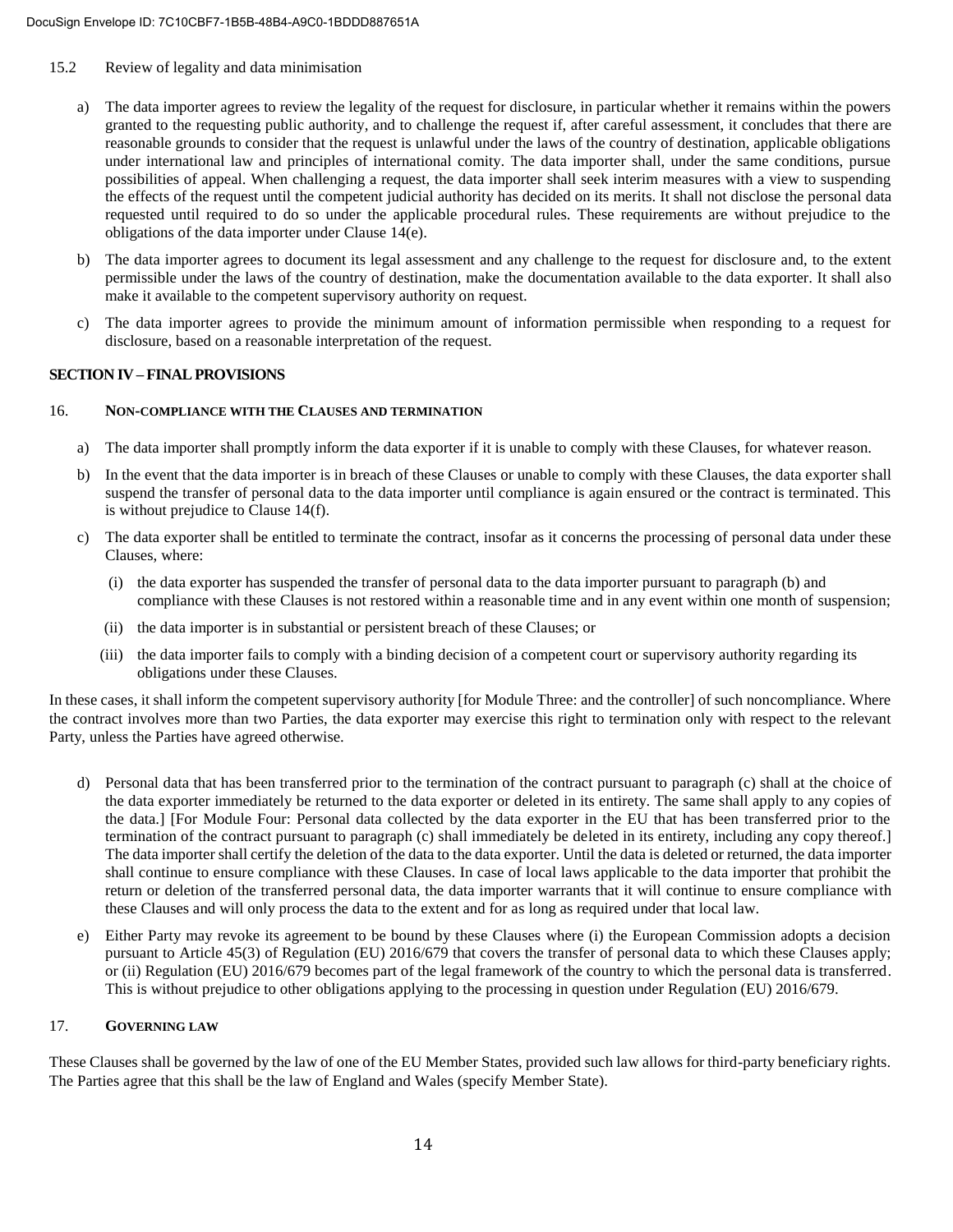15.2 Review of legality and data minimisation

a) The data importer agrees to review the legality of the request for disclosure, in particular whether it remains within the powers granted to the requesting public authority, and to challenge the request if, after careful assessment, it concludes that there are reasonable grounds to consider that the request is unlawful under the laws of the country of destination, applicable obligations under international law and principles of international comity. The data importer shall, under the same conditions, pursue possibilities of appeal. When challenging a request, the data importer shall seek interim measures with a view to suspending the effects of the request until the competent judicial authority has decided on its merits. It shall not disclose the personal data requested until required to do so under the applicable procedural rules. These requirements are without prejudice to the obligations of the data importer under Clause 14(e).

b) The data importer agrees to document its legal assessment and any challenge to the request for disclosure and, to the extent permissible under the laws of the country of destination, make the documentation available to the data exporter. It shall also make it available to the competent supervisory authority on request.

c) The data importer agrees to provide the minimum amount of information permissible when responding to a request for disclosure, based on a reasonable interpretation of the request.

## SECTION IV – FINAL PROVISIONS

### 16. Non-compliance with the Clauses and termination

a) The data importer shall promptly inform the data exporter if it is unable to comply with these Clauses, for whatever reason.

b) In the event that the data importer is in breach of these Clauses or unable to comply with these Clauses, the data exporter shall suspend the transfer of personal data to the data importer until compliance is again ensured or the contract is terminated. This is without prejudice to Clause 14(f).

c) The data exporter shall be entitled to terminate the contract, insofar as it concerns the processing of personal data under these Clauses, where:

   (i) the data exporter has suspended the transfer of personal data to the data importer pursuant to paragraph (b) and compliance with these Clauses is not restored within a reasonable time and in any event within one month of suspension;

   (ii) the data importer is in substantial or persistent breach of these Clauses; or

   (iii) the data importer fails to comply with a binding decision of a competent court or supervisory authority regarding its obligations under these Clauses.

In these cases, it shall inform the competent supervisory authority [for Module Three: and the controller] of such noncompliance. Where the contract involves more than two Parties, the data exporter may exercise this right to termination only with respect to the relevant Party, unless the Parties have agreed otherwise.

d) Personal data that has been transferred prior to the termination of the contract pursuant to paragraph (c) shall at the choice of the data exporter immediately be returned to the data exporter or deleted in its entirety. The same shall apply to any copies of the data.] [For Module Four: Personal data collected by the data exporter in the EU that has been transferred prior to the termination of the contract pursuant to paragraph (c) shall immediately be deleted in its entirety, including any copy thereof.] The data importer shall certify the deletion of the data to the data exporter. Until the data is deleted or returned, the data importer shall continue to ensure compliance with these Clauses. In case of local laws applicable to the data importer that prohibit the return or deletion of the transferred personal data, the data importer warrants that it will continue to ensure compliance with these Clauses and will only process the data to the extent and for as long as required under that local law.

e) Either Party may revoke its agreement to be bound by these Clauses where (i) the European Commission adopts a decision pursuant to Article 45(3) of Regulation (EU) 2016/679 that covers the transfer of personal data to which these Clauses apply; or (ii) Regulation (EU) 2016/679 becomes part of the legal framework of the country to which the personal data is transferred. This is without prejudice to other obligations applying to the processing in question under Regulation (EU) 2016/679.

### 17. Governing law

These Clauses shall be governed by the law of one of the EU Member States, provided such law allows for third-party beneficiary rights. The Parties agree that this shall be the law of England and Wales (specify Member State).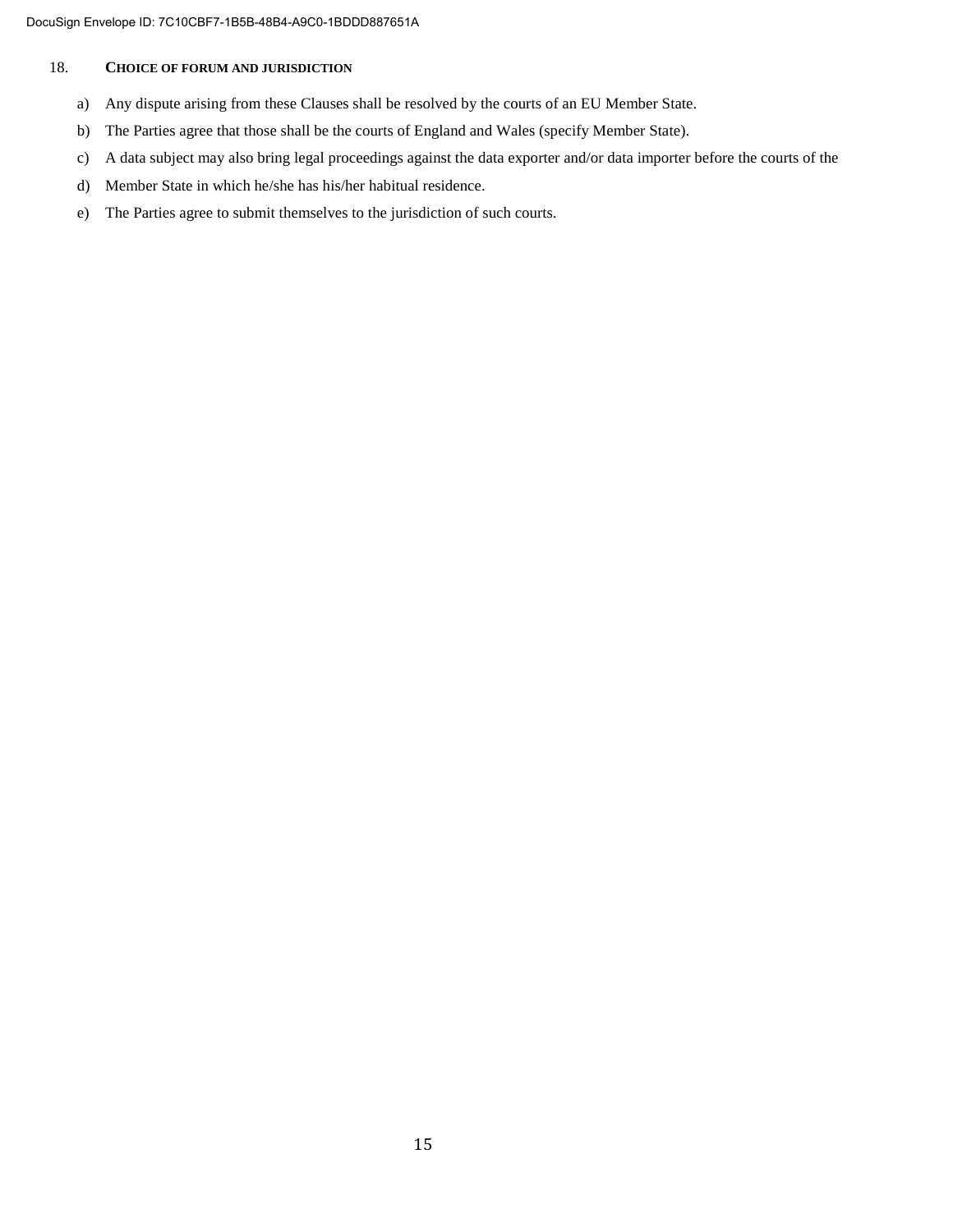## 18. CHOICE OF FORUM AND JURISDICTION

a) Any dispute arising from these Clauses shall be resolved by the courts of an EU Member State.

b) The Parties agree that those shall be the courts of England and Wales (specify Member State).

c) A data subject may also bring legal proceedings against the data exporter and/or data importer before the courts of the

d) Member State in which he/she has his/her habitual residence.

e) The Parties agree to submit themselves to the jurisdiction of such courts.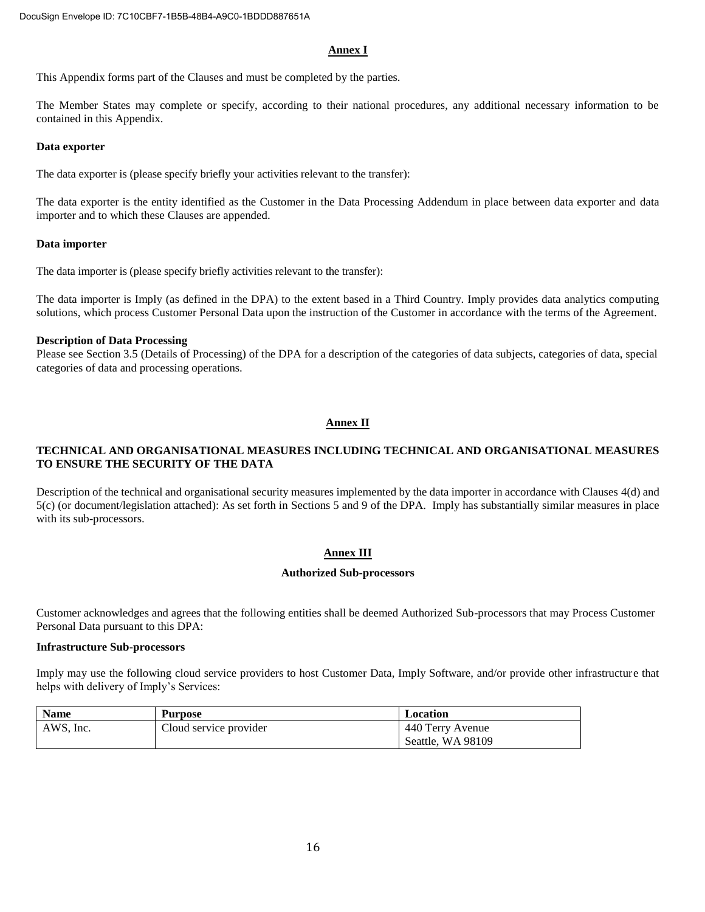## Annex I

This Appendix forms part of the Clauses and must be completed by the parties.

The Member States may complete or specify, according to their national procedures, any additional necessary information to be contained in this Appendix.

**Data exporter**

The data exporter is (please specify briefly your activities relevant to the transfer):

The data exporter is the entity identified as the Customer in the Data Processing Addendum in place between data exporter and data importer and to which these Clauses are appended.

**Data importer**

The data importer is (please specify briefly activities relevant to the transfer):

The data importer is Imply (as defined in the DPA) to the extent based in a Third Country. Imply provides data analytics computing solutions, which process Customer Personal Data upon the instruction of the Customer in accordance with the terms of the Agreement.

**Description of Data Processing**

Please see Section 3.5 (Details of Processing) of the DPA for a description of the categories of data subjects, categories of data, special categories of data and processing operations.

## Annex II

**TECHNICAL AND ORGANISATIONAL MEASURES INCLUDING TECHNICAL AND ORGANISATIONAL MEASURES TO ENSURE THE SECURITY OF THE DATA**

Description of the technical and organisational security measures implemented by the data importer in accordance with Clauses 4(d) and 5(c) (or document/legislation attached): As set forth in Sections 5 and 9 of the DPA. Imply has substantially similar measures in place with its sub-processors.

## Annex III

**Authorized Sub-processors**

Customer acknowledges and agrees that the following entities shall be deemed Authorized Sub-processors that may Process Customer Personal Data pursuant to this DPA:

**Infrastructure Sub-processors**

Imply may use the following cloud service providers to host Customer Data, Imply Software, and/or provide other infrastructure that helps with delivery of Imply's Services:

| Name | Purpose | Location |
|---|---|---|
| AWS, Inc. | Cloud service provider | 440 Terry Avenue<br>Seattle, WA 98109 |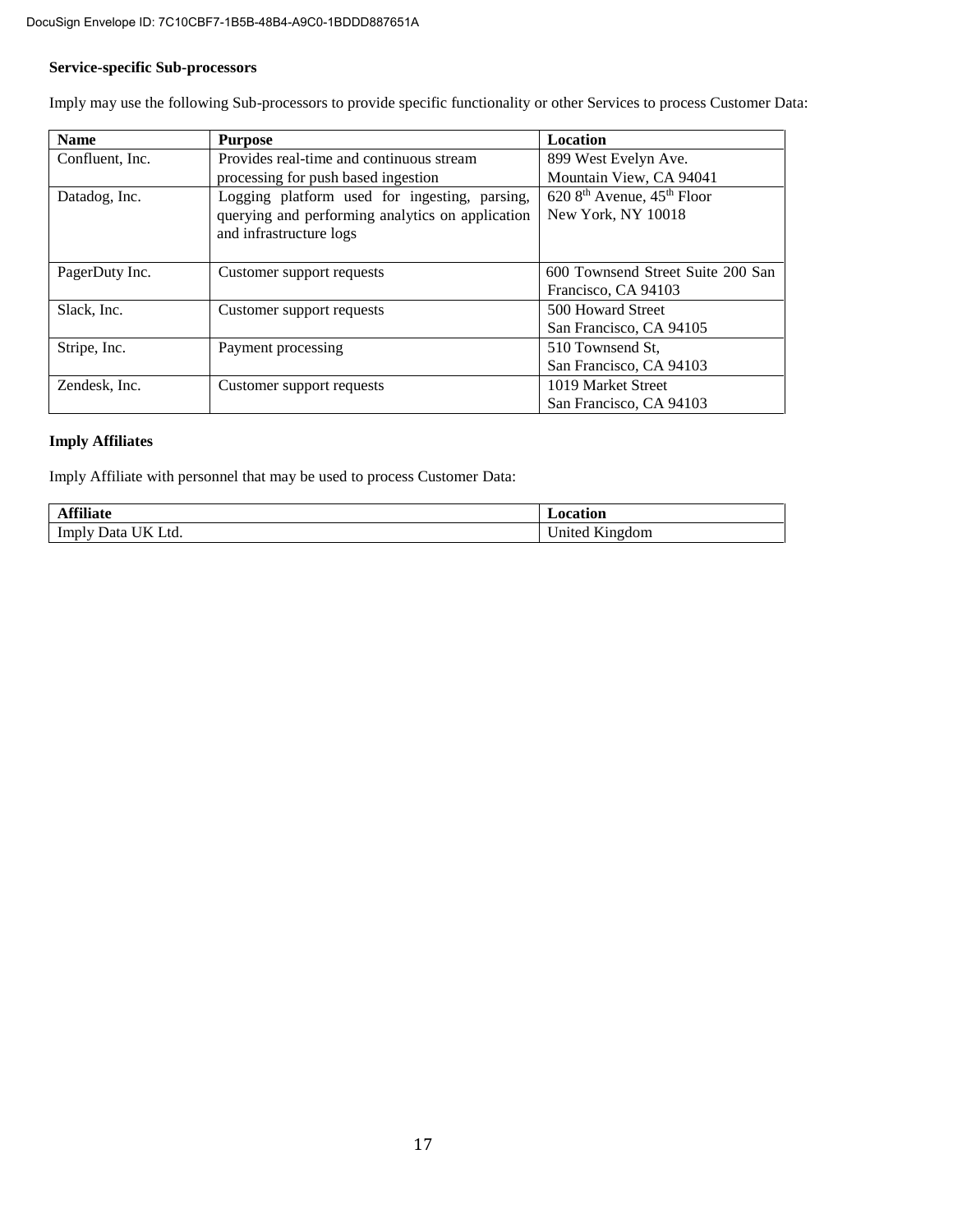**Service-specific Sub-processors**

Imply may use the following Sub-processors to provide specific functionality or other Services to process Customer Data:

| Name | Purpose | Location |
|---|---|---|
| Confluent, Inc. | Provides real-time and continuous stream processing for push based ingestion | 899 West Evelyn Ave. Mountain View, CA 94041 |
| Datadog, Inc. | Logging platform used for ingesting, parsing, querying and performing analytics on application and infrastructure logs | 620 8th Avenue, 45th Floor New York, NY 10018 |
| PagerDuty Inc. | Customer support requests | 600 Townsend Street Suite 200 San Francisco, CA 94103 |
| Slack, Inc. | Customer support requests | 500 Howard Street San Francisco, CA 94105 |
| Stripe, Inc. | Payment processing | 510 Townsend St, San Francisco, CA 94103 |
| Zendesk, Inc. | Customer support requests | 1019 Market Street San Francisco, CA 94103 |

**Imply Affiliates**

Imply Affiliate with personnel that may be used to process Customer Data:

| Affiliate | Location |
|---|---|
| Imply Data UK Ltd. | United Kingdom |